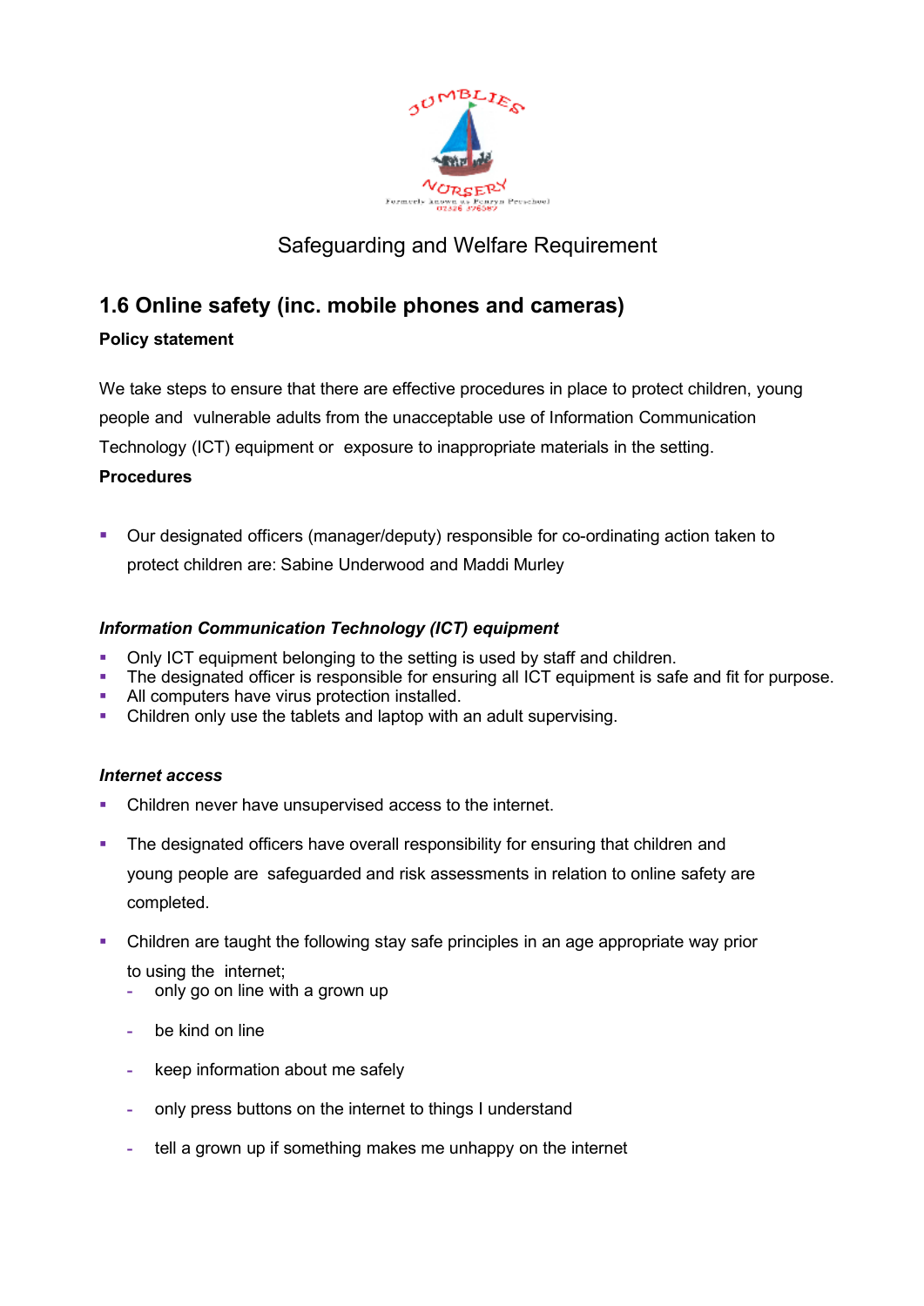Safeguarding and Welfare Requirement

## 1.6 Online safety (inc. mobile phones and cameras)

**Policy statement**

We take steps to ensure that there are effective procedures in place to protect children, young people and vulnerable adults from the unacceptable use of Information Communication Technology (ICT) equipment or exposure to inappropriate materials in the setting.

**Procedures**

- Our designated officers (manager/deputy) responsible for co-ordinating action taken to protect children are: Sabine Underwood and Maddi Murley

***Information Communication Technology (ICT) equipment***

- Only ICT equipment belonging to the setting is used by staff and children.
- The designated officer is responsible for ensuring all ICT equipment is safe and fit for purpose.
- All computers have virus protection installed.
- Children only use the tablets and laptop with an adult supervising.

***Internet access***

- Children never have unsupervised access to the internet.
- The designated officers have overall responsibility for ensuring that children and young people are safeguarded and risk assessments in relation to online safety are completed.
- Children are taught the following stay safe principles in an age appropriate way prior to using the internet;
  - only go on line with a grown up
  - be kind on line
  - keep information about me safely
  - only press buttons on the internet to things I understand
  - tell a grown up if something makes me unhappy on the internet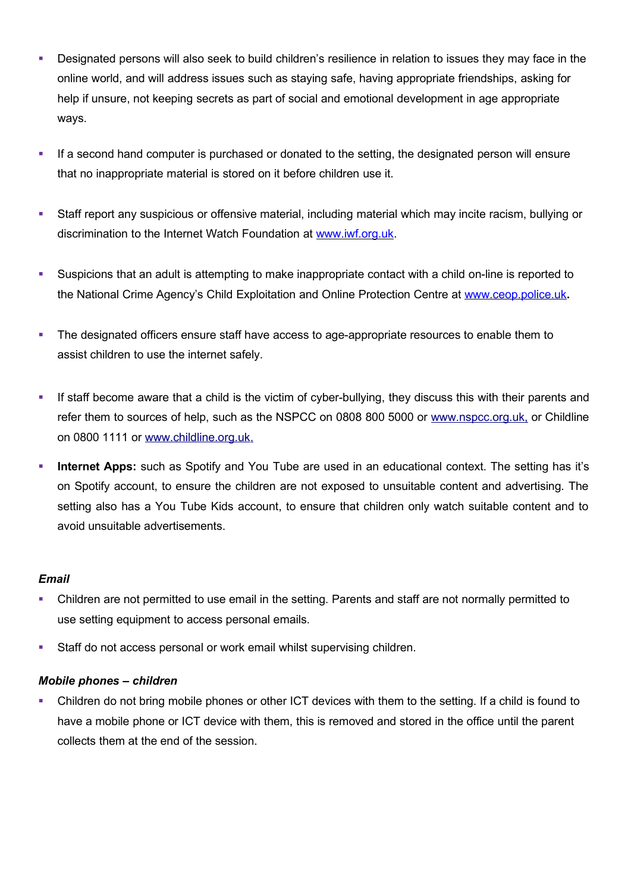- Designated persons will also seek to build children's resilience in relation to issues they may face in the online world, and will address issues such as staying safe, having appropriate friendships, asking for help if unsure, not keeping secrets as part of social and emotional development in age appropriate ways.

- If a second hand computer is purchased or donated to the setting, the designated person will ensure that no inappropriate material is stored on it before children use it.

- Staff report any suspicious or offensive material, including material which may incite racism, bullying or discrimination to the Internet Watch Foundation at www.iwf.org.uk.

- Suspicions that an adult is attempting to make inappropriate contact with a child on-line is reported to the National Crime Agency's Child Exploitation and Online Protection Centre at www.ceop.police.uk**.**

- The designated officers ensure staff have access to age-appropriate resources to enable them to assist children to use the internet safely.

- If staff become aware that a child is the victim of cyber-bullying, they discuss this with their parents and refer them to sources of help, such as the NSPCC on 0808 800 5000 or www.nspcc.org.uk, or Childline on 0800 1111 or www.childline.org.uk.

- **Internet Apps:** such as Spotify and You Tube are used in an educational context. The setting has it's on Spotify account, to ensure the children are not exposed to unsuitable content and advertising. The setting also has a You Tube Kids account, to ensure that children only watch suitable content and to avoid unsuitable advertisements.

***Email***

- Children are not permitted to use email in the setting. Parents and staff are not normally permitted to use setting equipment to access personal emails.

- Staff do not access personal or work email whilst supervising children.

***Mobile phones – children***

- Children do not bring mobile phones or other ICT devices with them to the setting. If a child is found to have a mobile phone or ICT device with them, this is removed and stored in the office until the parent collects them at the end of the session.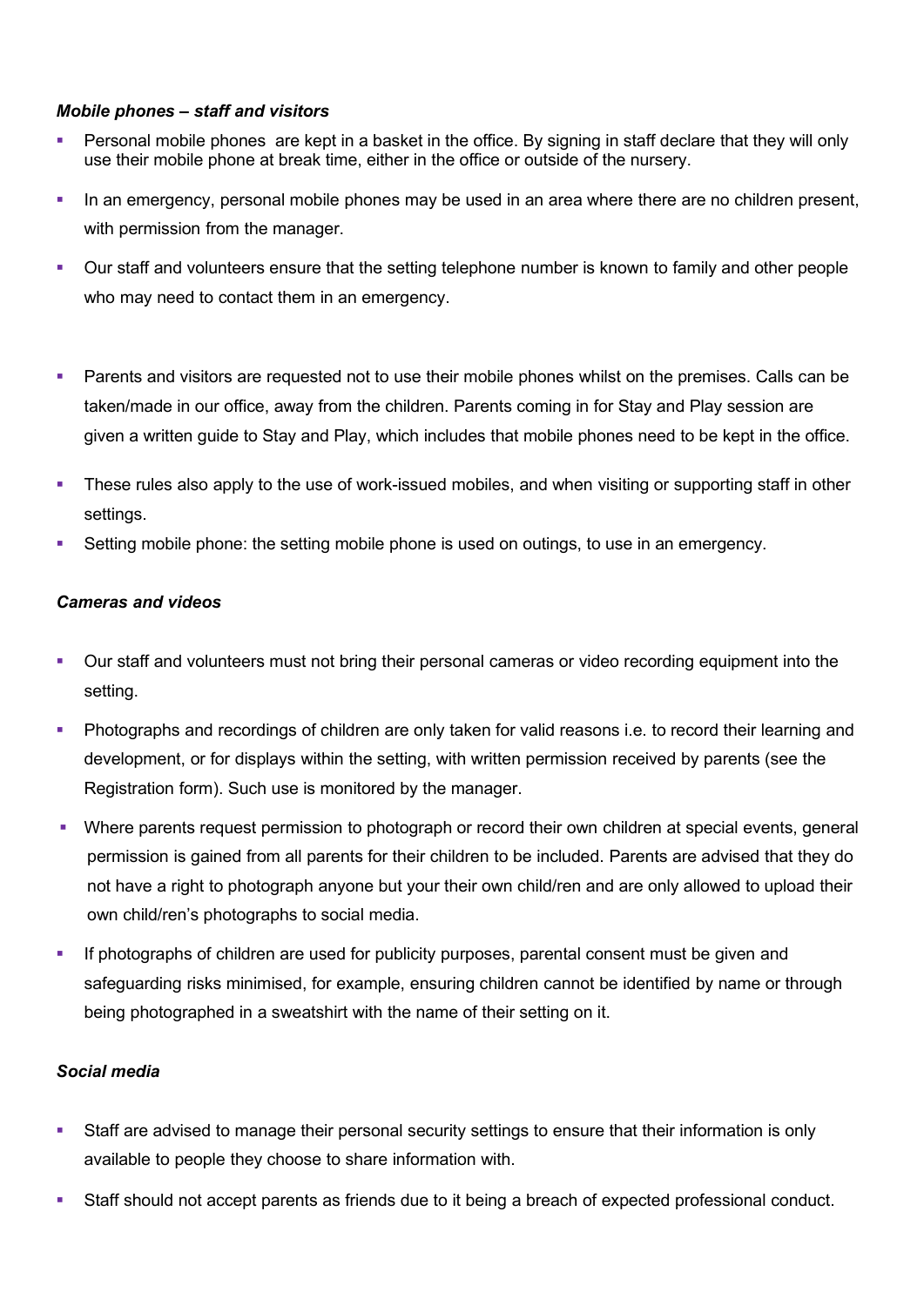***Mobile phones – staff and visitors***

- Personal mobile phones  are kept in a basket in the office. By signing in staff declare that they will only use their mobile phone at break time, either in the office or outside of the nursery.
- In an emergency, personal mobile phones may be used in an area where there are no children present, with permission from the manager.
- Our staff and volunteers ensure that the setting telephone number is known to family and other people who may need to contact them in an emergency.
- Parents and visitors are requested not to use their mobile phones whilst on the premises. Calls can be taken/made in our office, away from the children. Parents coming in for Stay and Play session are given a written guide to Stay and Play, which includes that mobile phones need to be kept in the office.
- These rules also apply to the use of work-issued mobiles, and when visiting or supporting staff in other settings.
- Setting mobile phone: the setting mobile phone is used on outings, to use in an emergency.

***Cameras and videos***

- Our staff and volunteers must not bring their personal cameras or video recording equipment into the setting.
- Photographs and recordings of children are only taken for valid reasons i.e. to record their learning and development, or for displays within the setting, with written permission received by parents (see the Registration form). Such use is monitored by the manager.
- Where parents request permission to photograph or record their own children at special events, general permission is gained from all parents for their children to be included. Parents are advised that they do not have a right to photograph anyone but your their own child/ren and are only allowed to upload their own child/ren's photographs to social media.
- If photographs of children are used for publicity purposes, parental consent must be given and safeguarding risks minimised, for example, ensuring children cannot be identified by name or through being photographed in a sweatshirt with the name of their setting on it.

***Social media***

- Staff are advised to manage their personal security settings to ensure that their information is only available to people they choose to share information with.
- Staff should not accept parents as friends due to it being a breach of expected professional conduct.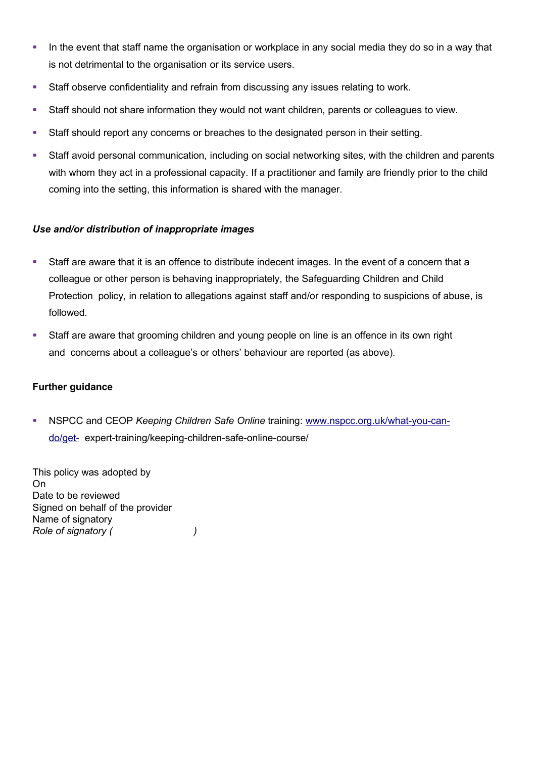- In the event that staff name the organisation or workplace in any social media they do so in a way that is not detrimental to the organisation or its service users.
- Staff observe confidentiality and refrain from discussing any issues relating to work.
- Staff should not share information they would not want children, parents or colleagues to view.
- Staff should report any concerns or breaches to the designated person in their setting.
- Staff avoid personal communication, including on social networking sites, with the children and parents with whom they act in a professional capacity. If a practitioner and family are friendly prior to the child coming into the setting, this information is shared with the manager.

***Use and/or distribution of inappropriate images***

- Staff are aware that it is an offence to distribute indecent images. In the event of a concern that a colleague or other person is behaving inappropriately, the Safeguarding Children and Child Protection policy, in relation to allegations against staff and/or responding to suspicions of abuse, is followed.
- Staff are aware that grooming children and young people on line is an offence in its own right and concerns about a colleague's or others' behaviour are reported (as above).

**Further guidance**

- NSPCC and CEOP *Keeping Children Safe Online* training: www.nspcc.org.uk/what-you-can-do/get- expert-training/keeping-children-safe-online-course/

This policy was adopted by
On
Date to be reviewed
Signed on behalf of the provider
Name of signatory
*Role of signatory (                    )*